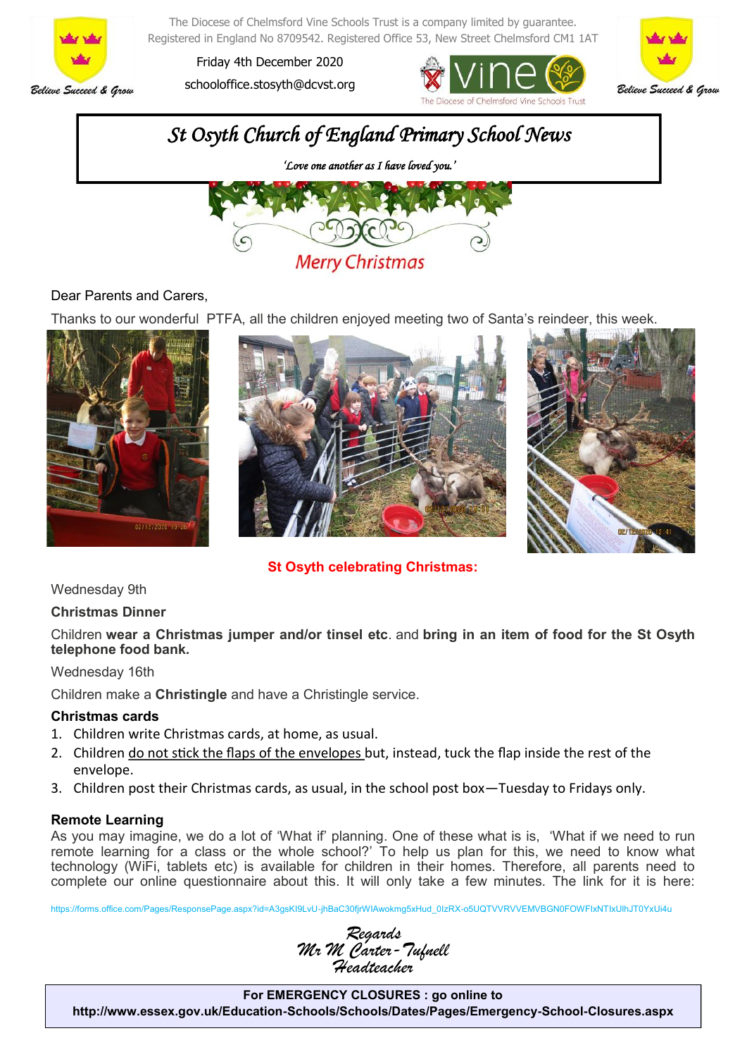The Diocese of Chelmsford Vine Schools Trust is a company limited by guarantee.
Registered in England No 8709542. Registered Office 53, New Street Chelmsford CM1 1AT

Friday 4th December 2020

schooloffice.stosyth@dcvst.org

# St Osyth Church of England Primary School News

*'Love one another as I have loved you.'*

Merry Christmas

Dear Parents and Carers,

Thanks to our wonderful PTFA, all the children enjoyed meeting two of Santa's reindeer, this week.

## St Osyth celebrating Christmas:

Wednesday 9th

**Christmas Dinner**

Children **wear a Christmas jumper and/or tinsel etc**. and **bring in an item of food for the St Osyth telephone food bank.**

Wednesday 16th

Children make a **Christingle** and have a Christingle service.

### Christmas cards

1. Children write Christmas cards, at home, as usual.
2. Children do not stick the flaps of the envelopes but, instead, tuck the flap inside the rest of the envelope.
3. Children post their Christmas cards, as usual, in the school post box—Tuesday to Fridays only.

### Remote Learning

As you may imagine, we do a lot of 'What if' planning. One of these what is is, 'What if we need to run remote learning for a class or the whole school?' To help us plan for this, we need to know what technology (WiFi, tablets etc) is available for children in their homes. Therefore, all parents need to complete our online questionnaire about this. It will only take a few minutes. The link for it is here:

https://forms.office.com/Pages/ResponsePage.aspx?id=A3gsKI9LvU-jhBaC30fjrWIAwokmg5xHud_0IzRX-o5UQTVVRVVEMVBGN0FOWFIxNTIxUlhJT0YxUi4u

*Regards*
*Mr M Carter-Tufnell*
*Headteacher*

**For EMERGENCY CLOSURES : go online to**
**http://www.essex.gov.uk/Education-Schools/Schools/Dates/Pages/Emergency-School-Closures.aspx**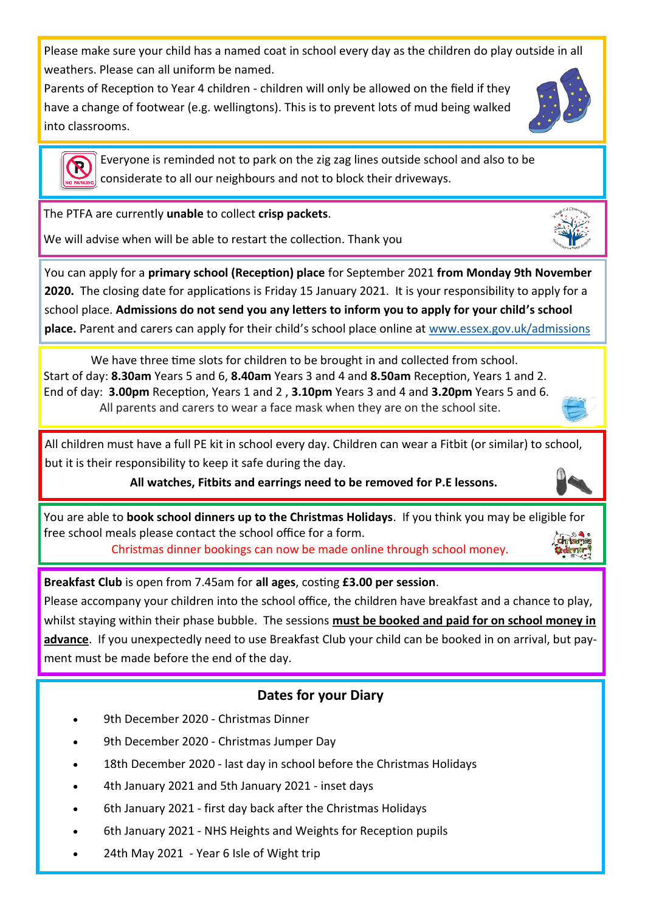Please make sure your child has a named coat in school every day as the children do play outside in all weathers. Please can all uniform be named.

Parents of Reception to Year 4 children - children will only be allowed on the field if they have a change of footwear (e.g. wellingtons). This is to prevent lots of mud being walked into classrooms.

---

Everyone is reminded not to park on the zig zag lines outside school and also to be considerate to all our neighbours and not to block their driveways.

---

The PTFA are currently **unable** to collect **crisp packets**.

We will advise when will be able to restart the collection. Thank you

---

You can apply for a **primary school (Reception) place** for September 2021 **from Monday 9th November 2020.** The closing date for applications is Friday 15 January 2021. It is your responsibility to apply for a school place. **Admissions do not send you any letters to inform you to apply for your child's school place.** Parent and carers can apply for their child's school place online at [www.essex.gov.uk/admissions](http://www.essex.gov.uk/admissions)

---

We have three time slots for children to be brought in and collected from school.
Start of day: **8.30am** Years 5 and 6, **8.40am** Years 3 and 4 and **8.50am** Reception, Years 1 and 2.
End of day: **3.00pm** Reception, Years 1 and 2 , **3.10pm** Years 3 and 4 and **3.20pm** Years 5 and 6.
All parents and carers to wear a face mask when they are on the school site.

---

All children must have a full PE kit in school every day. Children can wear a Fitbit (or similar) to school, but it is their responsibility to keep it safe during the day.

**All watches, Fitbits and earrings need to be removed for P.E lessons.**

---

You are able to **book school dinners up to the Christmas Holidays**. If you think you may be eligible for free school meals please contact the school office for a form.

Christmas dinner bookings can now be made online through school money.

---

**Breakfast Club** is open from 7.45am for **all ages**, costing **£3.00 per session**.

Please accompany your children into the school office, the children have breakfast and a chance to play, whilst staying within their phase bubble. The sessions **must be booked and paid for on school money in advance**. If you unexpectedly need to use Breakfast Club your child can be booked in on arrival, but payment must be made before the end of the day.

---

## Dates for your Diary

- 9th December 2020 - Christmas Dinner
- 9th December 2020 - Christmas Jumper Day
- 18th December 2020 - last day in school before the Christmas Holidays
- 4th January 2021 and 5th January 2021 - inset days
- 6th January 2021 - first day back after the Christmas Holidays
- 6th January 2021 - NHS Heights and Weights for Reception pupils
- 24th May 2021 - Year 6 Isle of Wight trip